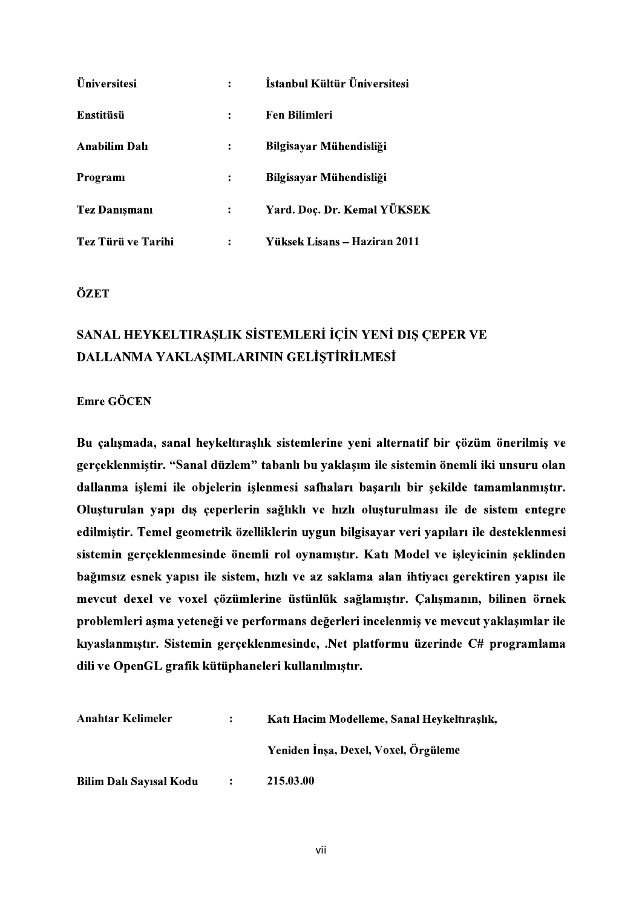| | | |
|---|---|---|
| **Üniversitesi** | **:** | **İstanbul Kültür Üniversitesi** |
| **Enstitüsü** | **:** | **Fen Bilimleri** |
| **Anabilim Dalı** | **:** | **Bilgisayar Mühendisliği** |
| **Programı** | **:** | **Bilgisayar Mühendisliği** |
| **Tez Danışmanı** | **:** | **Yard. Doç. Dr. Kemal YÜKSEK** |
| **Tez Türü ve Tarihi** | **:** | **Yüksek Lisans – Haziran 2011** |

## ÖZET

## SANAL HEYKELTIRAŞLIK SİSTEMLERİ İÇİN YENİ DIŞ ÇEPER VE DALLANMA YAKLAŞIMLARININ GELİŞTİRİLMESİ

**Emre GÖCEN**

**Bu çalışmada, sanal heykeltıraşlık sistemlerine yeni alternatif bir çözüm önerilmiş ve gerçeklenmiştir. "Sanal düzlem" tabanlı bu yaklaşım ile sistemin önemli iki unsuru olan dallanma işlemi ile objelerin işlenmesi safhaları başarılı bir şekilde tamamlanmıştır. Oluşturulan yapı dış çeperlerin sağlıklı ve hızlı oluşturulması ile de sistem entegre edilmiştir. Temel geometrik özelliklerin uygun bilgisayar veri yapıları ile desteklenmesi sistemin gerçeklenmesinde önemli rol oynamıştır. Katı Model ve işleyicinin şeklinden bağımsız esnek yapısı ile sistem, hızlı ve az saklama alan ihtiyacı gerektiren yapısı ile mevcut dexel ve voxel çözümlerine üstünlük sağlamıştır. Çalışmanın, bilinen örnek problemleri aşma yeteneği ve performans değerleri incelenmiş ve mevcut yaklaşımlar ile kıyaslanmıştır. Sistemin gerçeklenmesinde, .Net platformu üzerinde C# programlama dili ve OpenGL grafik kütüphaneleri kullanılmıştır.**

| | | |
|---|---|---|
| **Anahtar Kelimeler** | **:** | **Katı Hacim Modelleme, Sanal Heykeltıraşlık, Yeniden İnşa, Dexel, Voxel, Örgüleme** |
| **Bilim Dalı Sayısal Kodu** | **:** | **215.03.00** |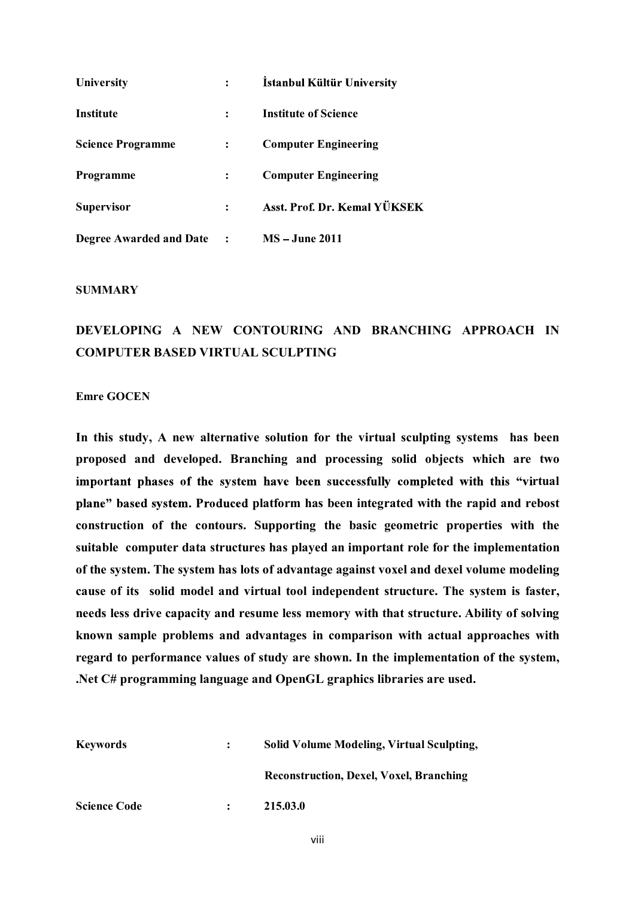| | | |
|---|---|---|
| **University** | **:** | **İstanbul Kültür University** |
| **Institute** | **:** | **Institute of Science** |
| **Science Programme** | **:** | **Computer Engineering** |
| **Programme** | **:** | **Computer Engineering** |
| **Supervisor** | **:** | **Asst. Prof. Dr. Kemal YÜKSEK** |
| **Degree Awarded and Date** | **:** | **MS – June 2011** |

**SUMMARY**

## DEVELOPING A NEW CONTOURING AND BRANCHING APPROACH IN COMPUTER BASED VIRTUAL SCULPTING

**Emre GOCEN**

**In this study, A new alternative solution for the virtual sculpting systems has been proposed and developed. Branching and processing solid objects which are two important phases of the system have been successfully completed with this "virtual plane" based system. Produced platform has been integrated with the rapid and rebost construction of the contours. Supporting the basic geometric properties with the suitable computer data structures has played an important role for the implementation of the system. The system has lots of advantage against voxel and dexel volume modeling cause of its solid model and virtual tool independent structure. The system is faster, needs less drive capacity and resume less memory with that structure. Ability of solving known sample problems and advantages in comparison with actual approaches with regard to performance values of study are shown. In the implementation of the system, .Net C# programming language and OpenGL graphics libraries are used.**

| | | |
|---|---|---|
| **Keywords** | **:** | **Solid Volume Modeling, Virtual Sculpting, Reconstruction, Dexel, Voxel, Branching** |
| **Science Code** | **:** | **215.03.0** |